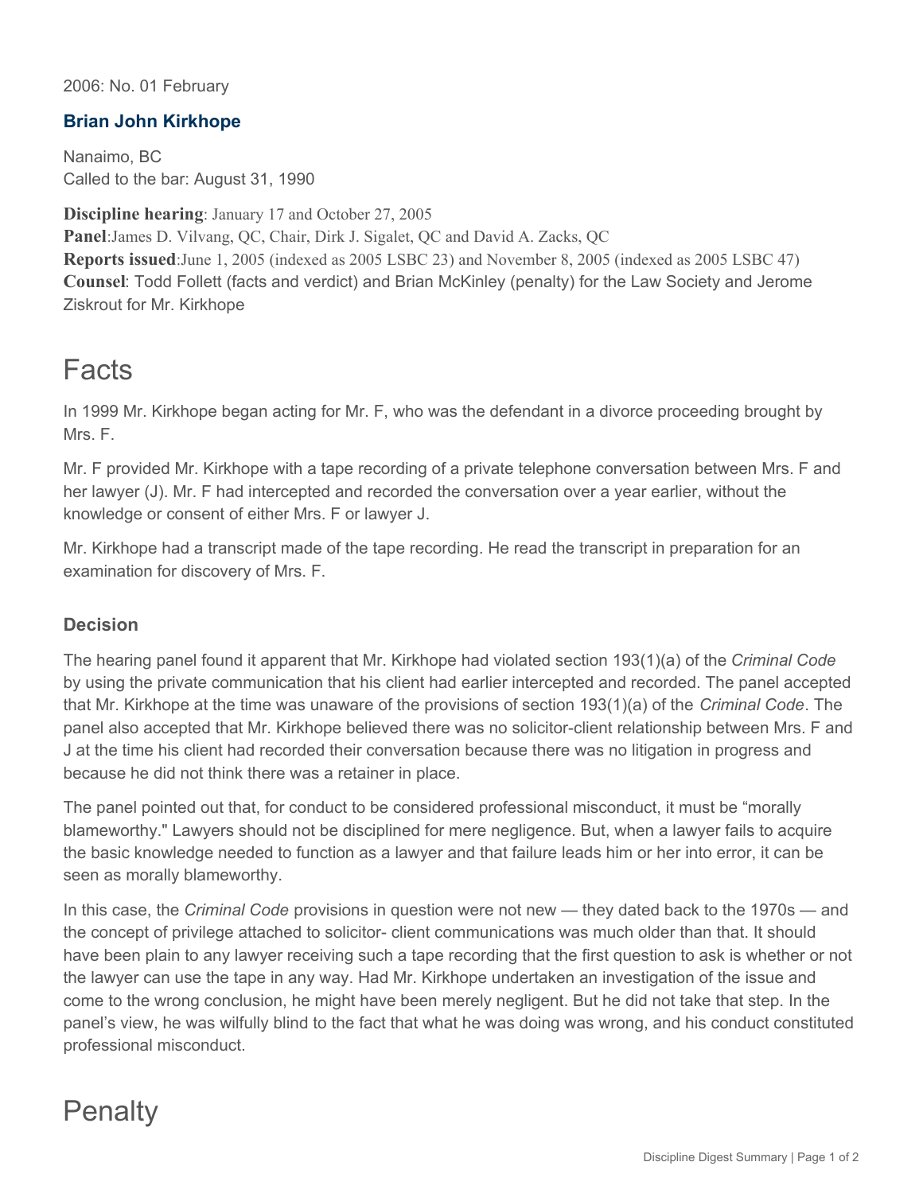2006: No. 01 February

### Brian John Kirkhope

Nanaimo, BC
Called to the bar: August 31, 1990

**Discipline hearing**: January 17 and October 27, 2005
**Panel**:James D. Vilvang, QC, Chair, Dirk J. Sigalet, QC and David A. Zacks, QC
**Reports issued**:June 1, 2005 (indexed as 2005 LSBC 23) and November 8, 2005 (indexed as 2005 LSBC 47)
**Counsel**: Todd Follett (facts and verdict) and Brian McKinley (penalty) for the Law Society and Jerome Ziskrout for Mr. Kirkhope

# Facts

In 1999 Mr. Kirkhope began acting for Mr. F, who was the defendant in a divorce proceeding brought by Mrs. F.

Mr. F provided Mr. Kirkhope with a tape recording of a private telephone conversation between Mrs. F and her lawyer (J). Mr. F had intercepted and recorded the conversation over a year earlier, without the knowledge or consent of either Mrs. F or lawyer J.

Mr. Kirkhope had a transcript made of the tape recording. He read the transcript in preparation for an examination for discovery of Mrs. F.

### Decision

The hearing panel found it apparent that Mr. Kirkhope had violated section 193(1)(a) of the *Criminal Code* by using the private communication that his client had earlier intercepted and recorded. The panel accepted that Mr. Kirkhope at the time was unaware of the provisions of section 193(1)(a) of the *Criminal Code*. The panel also accepted that Mr. Kirkhope believed there was no solicitor-client relationship between Mrs. F and J at the time his client had recorded their conversation because there was no litigation in progress and because he did not think there was a retainer in place.

The panel pointed out that, for conduct to be considered professional misconduct, it must be "morally blameworthy." Lawyers should not be disciplined for mere negligence. But, when a lawyer fails to acquire the basic knowledge needed to function as a lawyer and that failure leads him or her into error, it can be seen as morally blameworthy.

In this case, the *Criminal Code* provisions in question were not new — they dated back to the 1970s — and the concept of privilege attached to solicitor- client communications was much older than that. It should have been plain to any lawyer receiving such a tape recording that the first question to ask is whether or not the lawyer can use the tape in any way. Had Mr. Kirkhope undertaken an investigation of the issue and come to the wrong conclusion, he might have been merely negligent. But he did not take that step. In the panel's view, he was wilfully blind to the fact that what he was doing was wrong, and his conduct constituted professional misconduct.

# Penalty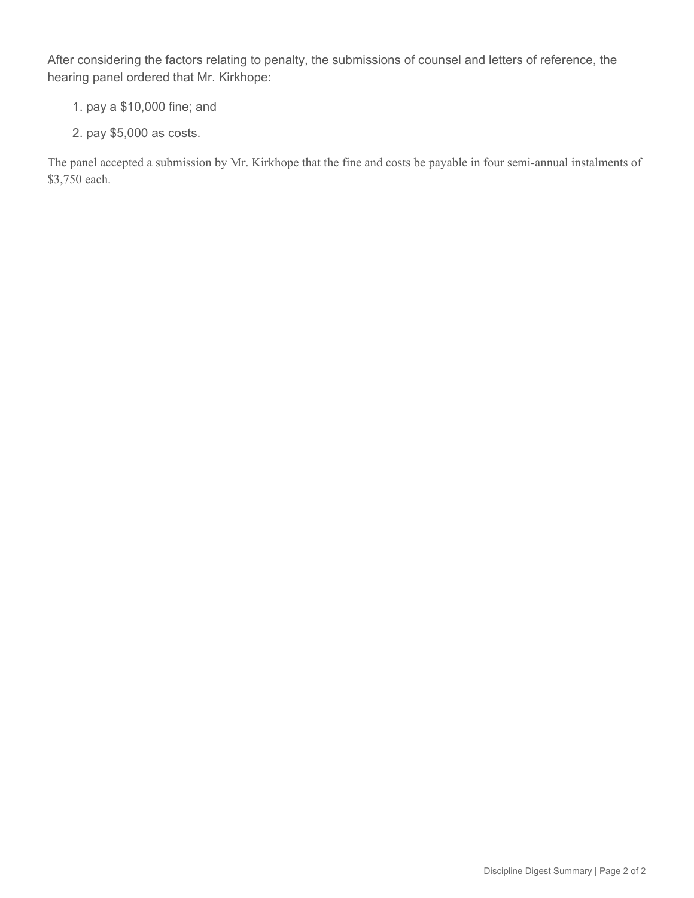After considering the factors relating to penalty, the submissions of counsel and letters of reference, the hearing panel ordered that Mr. Kirkhope:

1. pay a $10,000 fine; and
2. pay $5,000 as costs.

The panel accepted a submission by Mr. Kirkhope that the fine and costs be payable in four semi-annual instalments of $3,750 each.